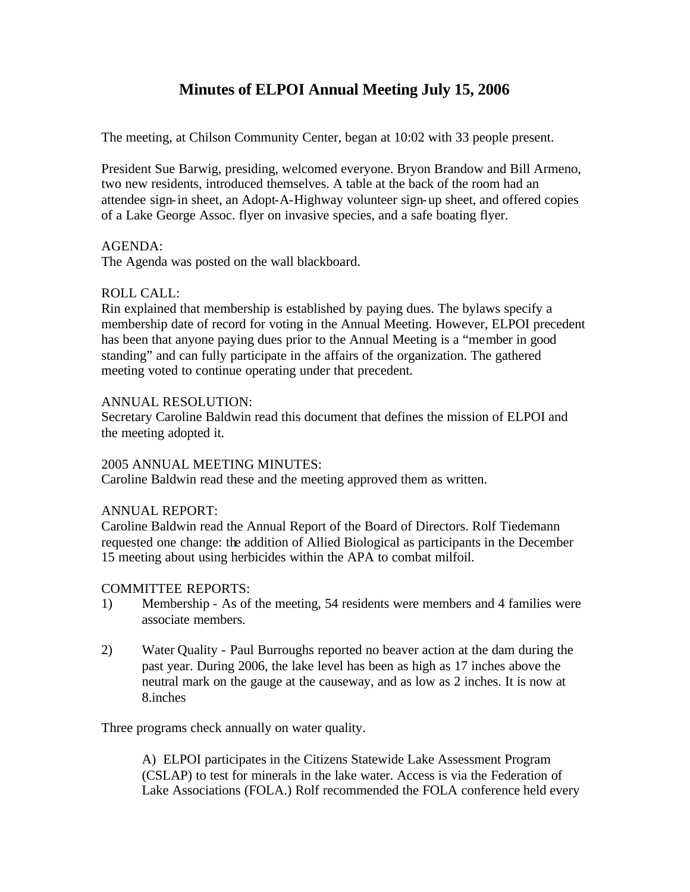# Minutes of ELPOI Annual Meeting July 15, 2006

The meeting, at Chilson Community Center, began at 10:02 with 33 people present.

President Sue Barwig, presiding, welcomed everyone. Bryon Brandow and Bill Armeno, two new residents, introduced themselves. A table at the back of the room had an attendee sign-in sheet, an Adopt-A-Highway volunteer sign-up sheet, and offered copies of a Lake George Assoc. flyer on invasive species, and a safe boating flyer.

AGENDA:
The Agenda was posted on the wall blackboard.

ROLL CALL:
Rin explained that membership is established by paying dues. The bylaws specify a membership date of record for voting in the Annual Meeting. However, ELPOI precedent has been that anyone paying dues prior to the Annual Meeting is a "member in good standing" and can fully participate in the affairs of the organization. The gathered meeting voted to continue operating under that precedent.

ANNUAL RESOLUTION:
Secretary Caroline Baldwin read this document that defines the mission of ELPOI and the meeting adopted it.

2005 ANNUAL MEETING MINUTES:
Caroline Baldwin read these and the meeting approved them as written.

ANNUAL REPORT:
Caroline Baldwin read the Annual Report of the Board of Directors. Rolf Tiedemann requested one change: the addition of Allied Biological as participants in the December 15 meeting about using herbicides within the APA to combat milfoil.

COMMITTEE REPORTS:

1) Membership - As of the meeting, 54 residents were members and 4 families were associate members.

2) Water Quality - Paul Burroughs reported no beaver action at the dam during the past year. During 2006, the lake level has been as high as 17 inches above the neutral mark on the gauge at the causeway, and as low as 2 inches. It is now at 8.inches

Three programs check annually on water quality.

A) ELPOI participates in the Citizens Statewide Lake Assessment Program (CSLAP) to test for minerals in the lake water. Access is via the Federation of Lake Associations (FOLA.) Rolf recommended the FOLA conference held every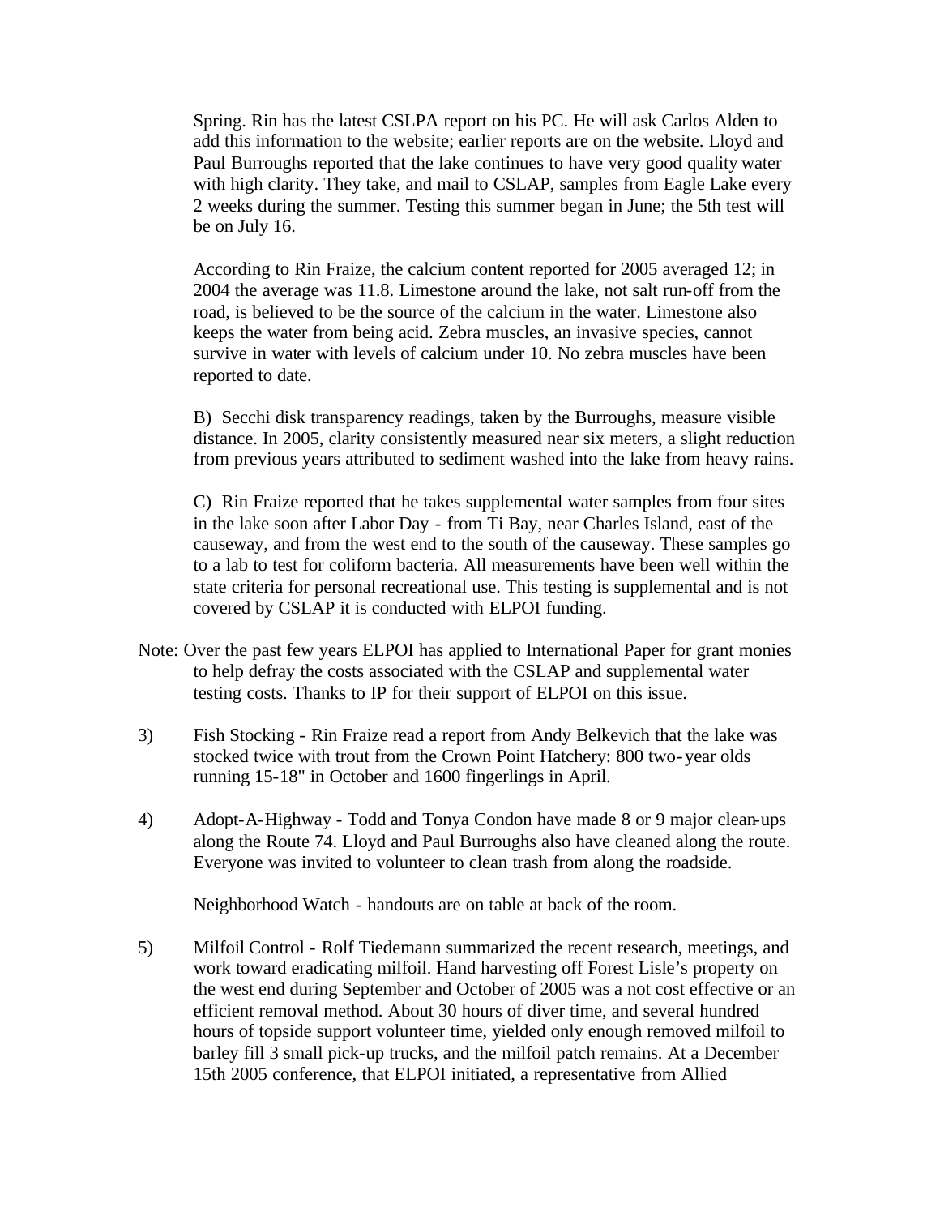Spring. Rin has the latest CSLPA report on his PC. He will ask Carlos Alden to add this information to the website; earlier reports are on the website. Lloyd and Paul Burroughs reported that the lake continues to have very good quality water with high clarity. They take, and mail to CSLAP, samples from Eagle Lake every 2 weeks during the summer. Testing this summer began in June; the 5th test will be on July 16.

According to Rin Fraize, the calcium content reported for 2005 averaged 12; in 2004 the average was 11.8. Limestone around the lake, not salt run-off from the road, is believed to be the source of the calcium in the water. Limestone also keeps the water from being acid. Zebra muscles, an invasive species, cannot survive in water with levels of calcium under 10. No zebra muscles have been reported to date.

B) Secchi disk transparency readings, taken by the Burroughs, measure visible distance. In 2005, clarity consistently measured near six meters, a slight reduction from previous years attributed to sediment washed into the lake from heavy rains.

C) Rin Fraize reported that he takes supplemental water samples from four sites in the lake soon after Labor Day - from Ti Bay, near Charles Island, east of the causeway, and from the west end to the south of the causeway. These samples go to a lab to test for coliform bacteria. All measurements have been well within the state criteria for personal recreational use. This testing is supplemental and is not covered by CSLAP it is conducted with ELPOI funding.

Note: Over the past few years ELPOI has applied to International Paper for grant monies to help defray the costs associated with the CSLAP and supplemental water testing costs. Thanks to IP for their support of ELPOI on this issue.

3) Fish Stocking - Rin Fraize read a report from Andy Belkevich that the lake was stocked twice with trout from the Crown Point Hatchery: 800 two-year olds running 15-18" in October and 1600 fingerlings in April.

4) Adopt-A-Highway - Todd and Tonya Condon have made 8 or 9 major clean-ups along the Route 74. Lloyd and Paul Burroughs also have cleaned along the route. Everyone was invited to volunteer to clean trash from along the roadside.

Neighborhood Watch - handouts are on table at back of the room.

5) Milfoil Control - Rolf Tiedemann summarized the recent research, meetings, and work toward eradicating milfoil. Hand harvesting off Forest Lisle's property on the west end during September and October of 2005 was a not cost effective or an efficient removal method. About 30 hours of diver time, and several hundred hours of topside support volunteer time, yielded only enough removed milfoil to barley fill 3 small pick-up trucks, and the milfoil patch remains. At a December 15th 2005 conference, that ELPOI initiated, a representative from Allied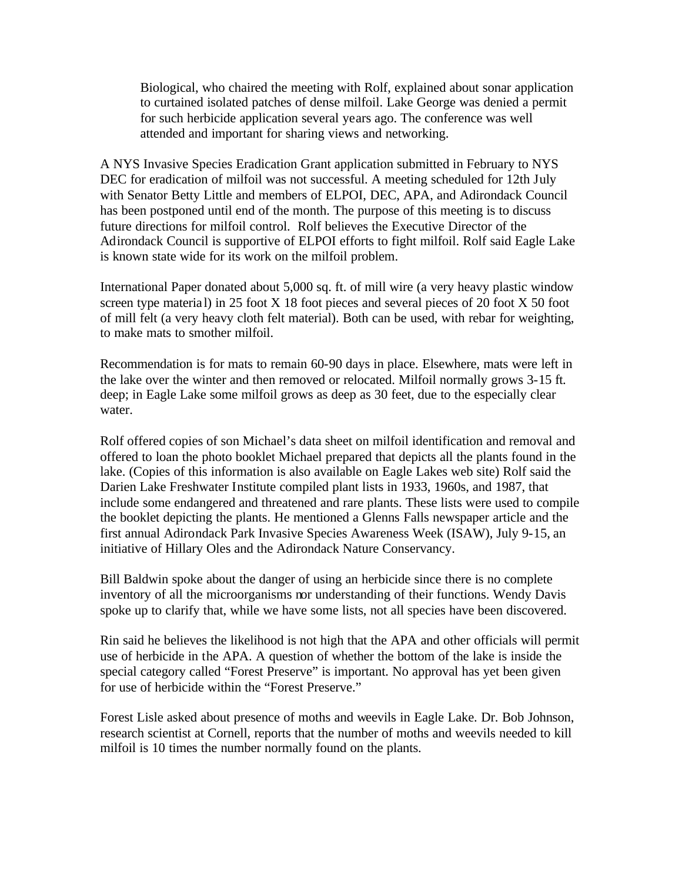Biological, who chaired the meeting with Rolf, explained about sonar application to curtained isolated patches of dense milfoil. Lake George was denied a permit for such herbicide application several years ago. The conference was well attended and important for sharing views and networking.

A NYS Invasive Species Eradication Grant application submitted in February to NYS DEC for eradication of milfoil was not successful. A meeting scheduled for 12th July with Senator Betty Little and members of ELPOI, DEC, APA, and Adirondack Council has been postponed until end of the month. The purpose of this meeting is to discuss future directions for milfoil control. Rolf believes the Executive Director of the Adirondack Council is supportive of ELPOI efforts to fight milfoil. Rolf said Eagle Lake is known state wide for its work on the milfoil problem.

International Paper donated about 5,000 sq. ft. of mill wire (a very heavy plastic window screen type material) in 25 foot X 18 foot pieces and several pieces of 20 foot X 50 foot of mill felt (a very heavy cloth felt material). Both can be used, with rebar for weighting, to make mats to smother milfoil.

Recommendation is for mats to remain 60-90 days in place. Elsewhere, mats were left in the lake over the winter and then removed or relocated. Milfoil normally grows 3-15 ft. deep; in Eagle Lake some milfoil grows as deep as 30 feet, due to the especially clear water.

Rolf offered copies of son Michael's data sheet on milfoil identification and removal and offered to loan the photo booklet Michael prepared that depicts all the plants found in the lake. (Copies of this information is also available on Eagle Lakes web site) Rolf said the Darien Lake Freshwater Institute compiled plant lists in 1933, 1960s, and 1987, that include some endangered and threatened and rare plants. These lists were used to compile the booklet depicting the plants. He mentioned a Glenns Falls newspaper article and the first annual Adirondack Park Invasive Species Awareness Week (ISAW), July 9-15, an initiative of Hillary Oles and the Adirondack Nature Conservancy.

Bill Baldwin spoke about the danger of using an herbicide since there is no complete inventory of all the microorganisms nor understanding of their functions. Wendy Davis spoke up to clarify that, while we have some lists, not all species have been discovered.

Rin said he believes the likelihood is not high that the APA and other officials will permit use of herbicide in the APA. A question of whether the bottom of the lake is inside the special category called "Forest Preserve" is important. No approval has yet been given for use of herbicide within the "Forest Preserve."

Forest Lisle asked about presence of moths and weevils in Eagle Lake. Dr. Bob Johnson, research scientist at Cornell, reports that the number of moths and weevils needed to kill milfoil is 10 times the number normally found on the plants.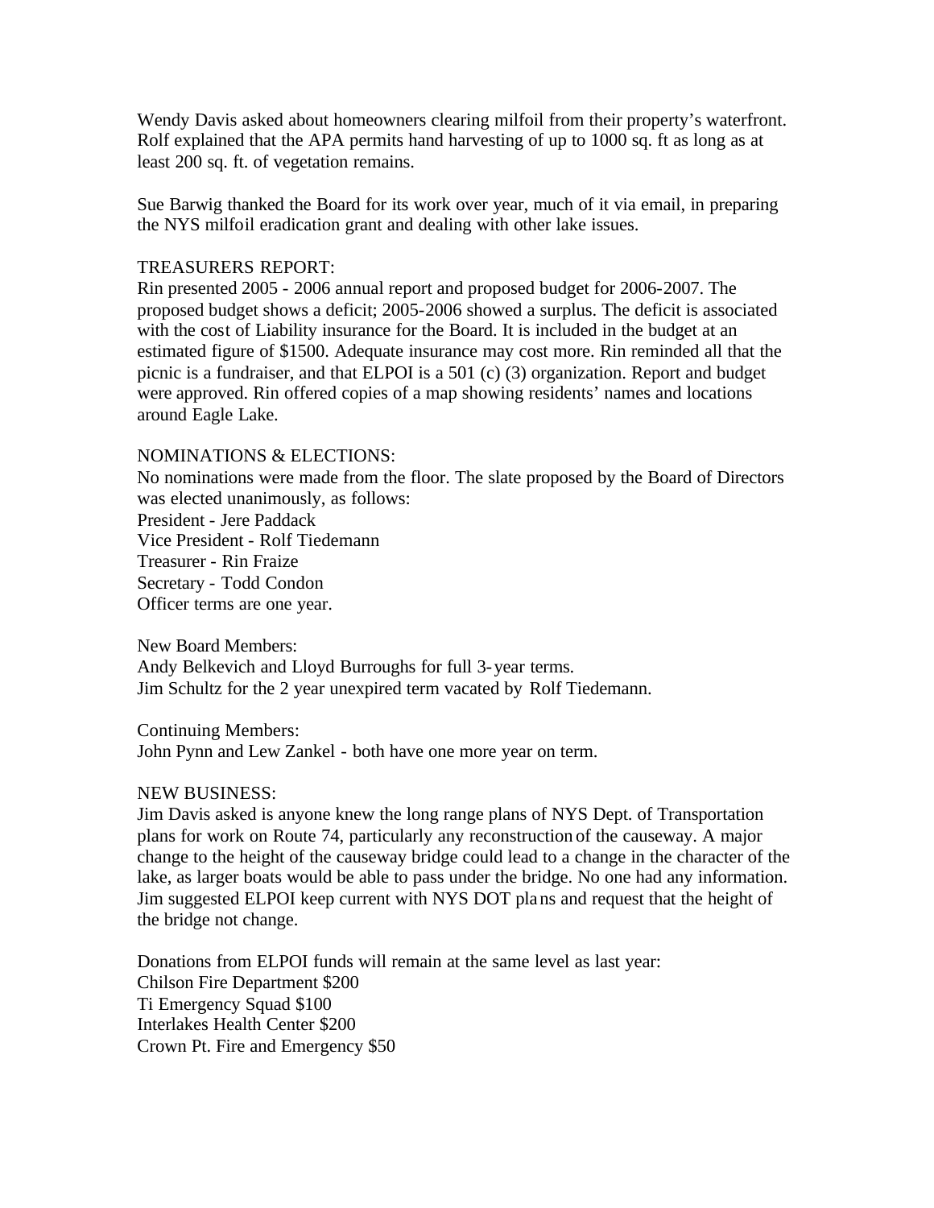Wendy Davis asked about homeowners clearing milfoil from their property's waterfront. Rolf explained that the APA permits hand harvesting of up to 1000 sq. ft as long as at least 200 sq. ft. of vegetation remains.

Sue Barwig thanked the Board for its work over year, much of it via email, in preparing the NYS milfoil eradication grant and dealing with other lake issues.

TREASURERS REPORT:
Rin presented 2005 - 2006 annual report and proposed budget for 2006-2007. The proposed budget shows a deficit; 2005-2006 showed a surplus. The deficit is associated with the cost of Liability insurance for the Board. It is included in the budget at an estimated figure of $1500. Adequate insurance may cost more. Rin reminded all that the picnic is a fundraiser, and that ELPOI is a 501 (c) (3) organization. Report and budget were approved. Rin offered copies of a map showing residents' names and locations around Eagle Lake.

NOMINATIONS & ELECTIONS:
No nominations were made from the floor. The slate proposed by the Board of Directors was elected unanimously, as follows:
President - Jere Paddack
Vice President - Rolf Tiedemann
Treasurer - Rin Fraize
Secretary - Todd Condon
Officer terms are one year.

New Board Members:
Andy Belkevich and Lloyd Burroughs for full 3-year terms.
Jim Schultz for the 2 year unexpired term vacated by Rolf Tiedemann.

Continuing Members:
John Pynn and Lew Zankel - both have one more year on term.

NEW BUSINESS:
Jim Davis asked is anyone knew the long range plans of NYS Dept. of Transportation plans for work on Route 74, particularly any reconstruction of the causeway. A major change to the height of the causeway bridge could lead to a change in the character of the lake, as larger boats would be able to pass under the bridge. No one had any information. Jim suggested ELPOI keep current with NYS DOT plans and request that the height of the bridge not change.

Donations from ELPOI funds will remain at the same level as last year:
Chilson Fire Department $200
Ti Emergency Squad $100
Interlakes Health Center $200
Crown Pt. Fire and Emergency $50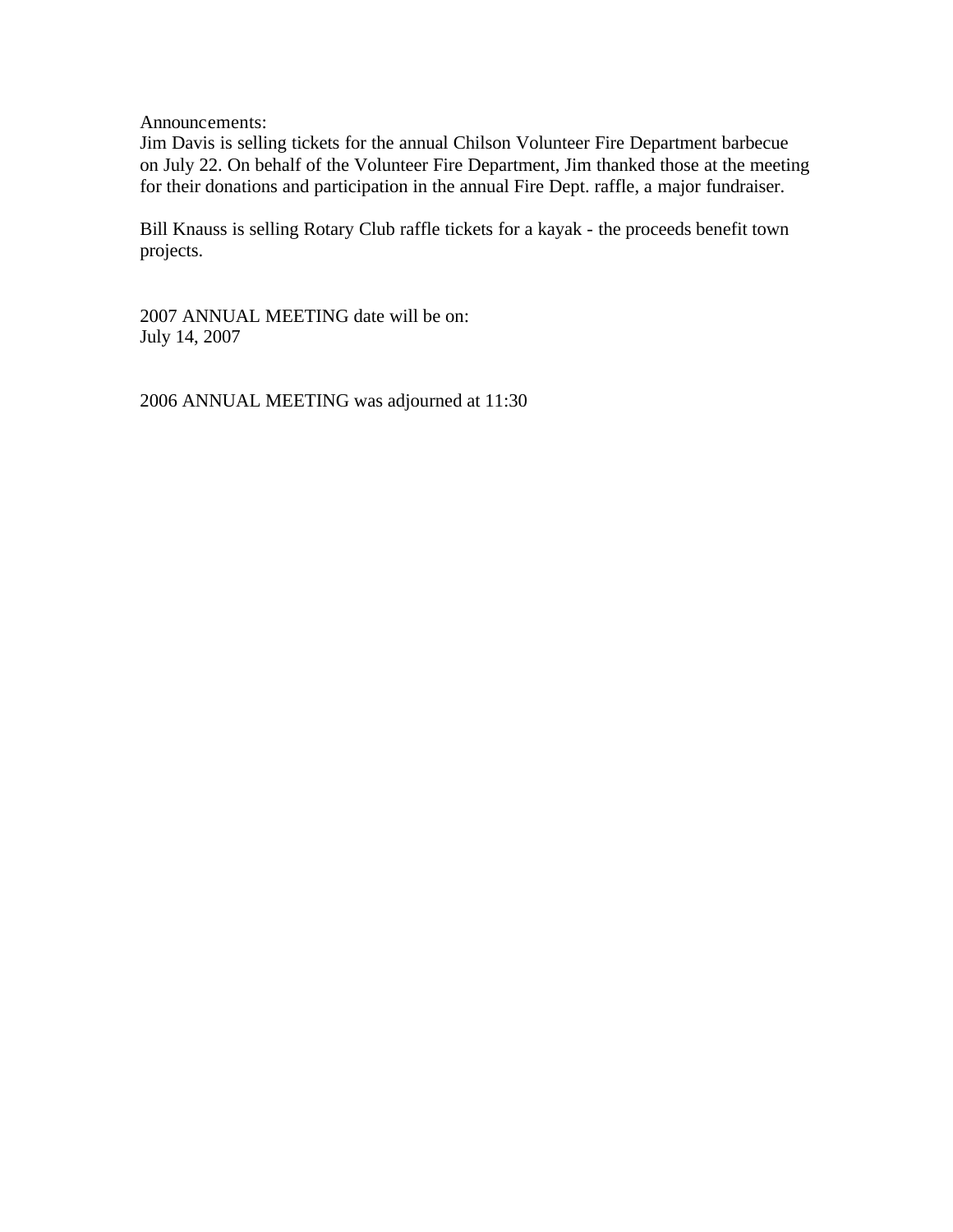Announcements:
Jim Davis is selling tickets for the annual Chilson Volunteer Fire Department barbecue on July 22. On behalf of the Volunteer Fire Department, Jim thanked those at the meeting for their donations and participation in the annual Fire Dept. raffle, a major fundraiser.

Bill Knauss is selling Rotary Club raffle tickets for a kayak - the proceeds benefit town projects.

2007 ANNUAL MEETING date will be on:
July 14, 2007

2006 ANNUAL MEETING was adjourned at 11:30